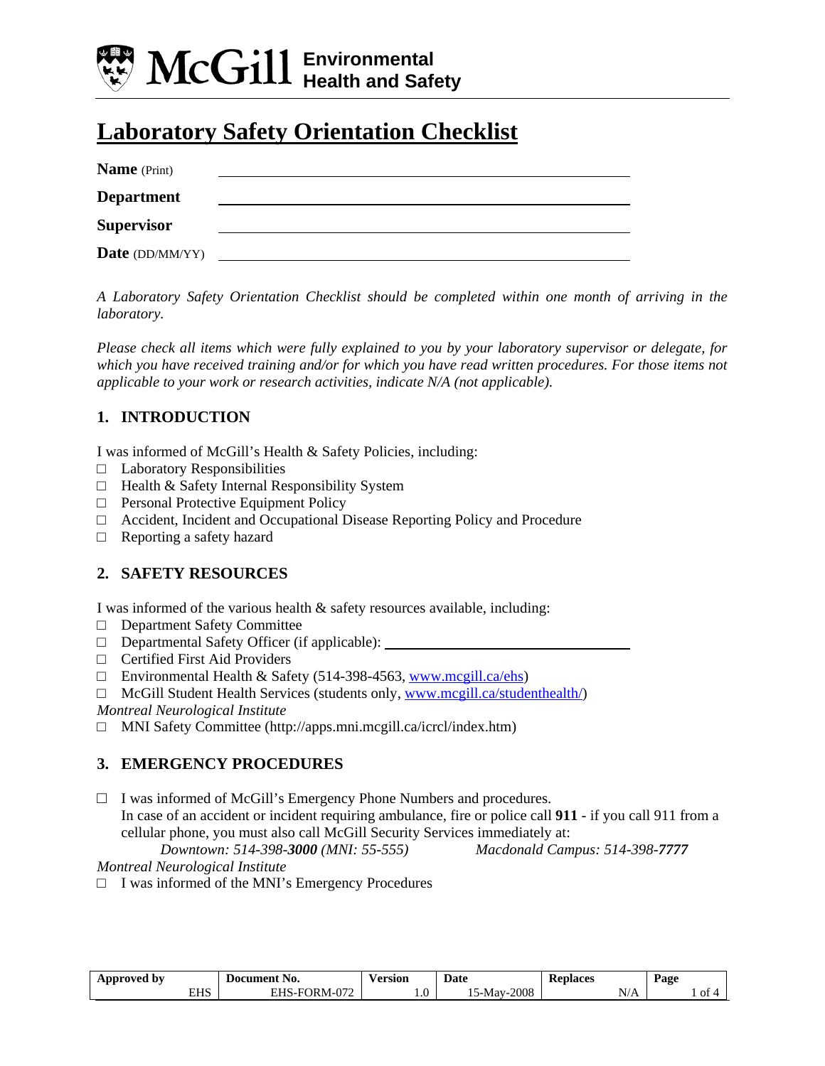McGill Environmental Health and Safety

# Laboratory Safety Orientation Checklist

**Name** (Print) \_\_\_\_\_\_\_\_\_\_\_\_\_\_\_\_\_\_\_\_\_\_\_\_\_\_\_\_\_\_\_\_

**Department** \_\_\_\_\_\_\_\_\_\_\_\_\_\_\_\_\_\_\_\_\_\_\_\_\_\_\_\_\_\_\_\_

**Supervisor** \_\_\_\_\_\_\_\_\_\_\_\_\_\_\_\_\_\_\_\_\_\_\_\_\_\_\_\_\_\_\_\_

**Date** (DD/MM/YY) \_\_\_\_\_\_\_\_\_\_\_\_\_\_\_\_\_\_\_\_\_\_\_\_\_\_\_\_\_\_\_\_

*A Laboratory Safety Orientation Checklist should be completed within one month of arriving in the laboratory.*

*Please check all items which were fully explained to you by your laboratory supervisor or delegate, for which you have received training and/or for which you have read written procedures. For those items not applicable to your work or research activities, indicate N/A (not applicable).*

## 1. INTRODUCTION

I was informed of McGill's Health & Safety Policies, including:

- ☐ Laboratory Responsibilities
- ☐ Health & Safety Internal Responsibility System
- ☐ Personal Protective Equipment Policy
- ☐ Accident, Incident and Occupational Disease Reporting Policy and Procedure
- ☐ Reporting a safety hazard

## 2. SAFETY RESOURCES

I was informed of the various health & safety resources available, including:

- ☐ Department Safety Committee
- ☐ Departmental Safety Officer (if applicable): \_\_\_\_\_\_\_\_\_\_\_\_\_\_\_\_\_\_\_\_\_\_\_\_
- ☐ Certified First Aid Providers
- ☐ Environmental Health & Safety (514-398-4563, www.mcgill.ca/ehs)
- ☐ McGill Student Health Services (students only, www.mcgill.ca/studenthealth/)

*Montreal Neurological Institute*

- ☐ MNI Safety Committee (http://apps.mni.mcgill.ca/icrcl/index.htm)

## 3. EMERGENCY PROCEDURES

- ☐ I was informed of McGill's Emergency Phone Numbers and procedures.
  In case of an accident or incident requiring ambulance, fire or police call **911** - if you call 911 from a cellular phone, you must also call McGill Security Services immediately at:
  *Downtown: 514-398-**3000** (MNI: 55-555)* *Macdonald Campus: 514-398-**7777***

*Montreal Neurological Institute*

- ☐ I was informed of the MNI's Emergency Procedures

| Approved by | Document No. | Version | Date | Replaces |
|---|---|---|---|---|
| EHS | EHS-FORM-072 | 1.0 | 15-May-2008 | N/A |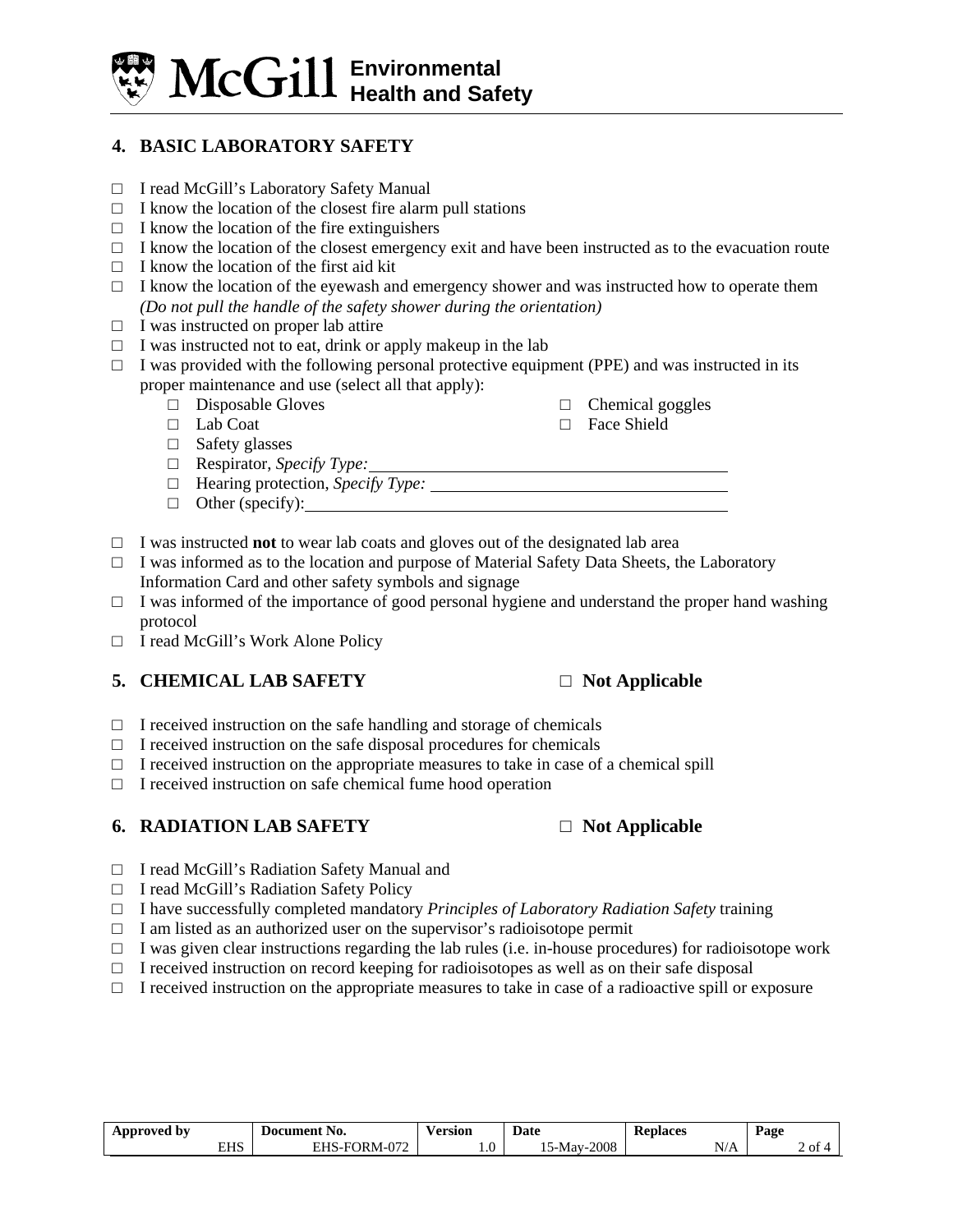## 4. BASIC LABORATORY SAFETY

- □ I read McGill's Laboratory Safety Manual
- □ I know the location of the closest fire alarm pull stations
- □ I know the location of the fire extinguishers
- □ I know the location of the closest emergency exit and have been instructed as to the evacuation route
- □ I know the location of the first aid kit
- □ I know the location of the eyewash and emergency shower and was instructed how to operate them *(Do not pull the handle of the safety shower during the orientation)*
- □ I was instructed on proper lab attire
- □ I was instructed not to eat, drink or apply makeup in the lab
- □ I was provided with the following personal protective equipment (PPE) and was instructed in its proper maintenance and use (select all that apply):
  - □ Disposable Gloves
  - □ Chemical goggles
  - □ Lab Coat
  - □ Face Shield
  - □ Safety glasses
  - □ Respirator, *Specify Type:* ____________________
  - □ Hearing protection, *Specify Type:* ____________________
  - □ Other (specify): ____________________
- □ I was instructed **not** to wear lab coats and gloves out of the designated lab area
- □ I was informed as to the location and purpose of Material Safety Data Sheets, the Laboratory Information Card and other safety symbols and signage
- □ I was informed of the importance of good personal hygiene and understand the proper hand washing protocol
- □ I read McGill's Work Alone Policy

## 5. CHEMICAL LAB SAFETY □ Not Applicable

- □ I received instruction on the safe handling and storage of chemicals
- □ I received instruction on the safe disposal procedures for chemicals
- □ I received instruction on the appropriate measures to take in case of a chemical spill
- □ I received instruction on safe chemical fume hood operation

## 6. RADIATION LAB SAFETY □ Not Applicable

- □ I read McGill's Radiation Safety Manual and
- □ I read McGill's Radiation Safety Policy
- □ I have successfully completed mandatory *Principles of Laboratory Radiation Safety* training
- □ I am listed as an authorized user on the supervisor's radioisotope permit
- □ I was given clear instructions regarding the lab rules (i.e. in-house procedures) for radioisotope work
- □ I received instruction on record keeping for radioisotopes as well as on their safe disposal
- □ I received instruction on the appropriate measures to take in case of a radioactive spill or exposure

| Approved by | Document No. | Version | Date | Replaces | Page |
|---|---|---|---|---|---|
| EHS | EHS-FORM-072 | 1.0 | 15-May-2008 | N/A | 2 of 4 |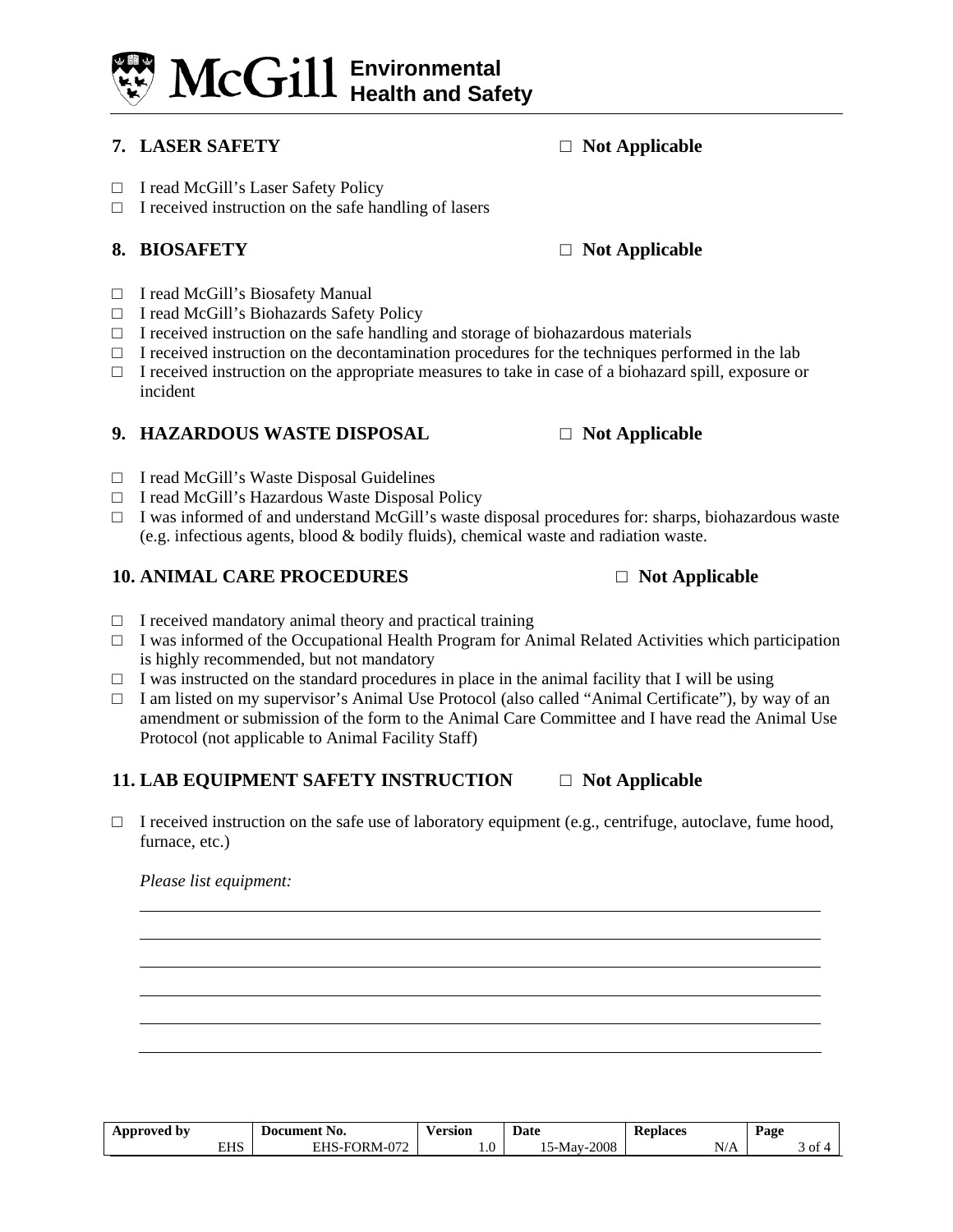## 7. LASER SAFETY □ Not Applicable

□ I read McGill's Laser Safety Policy
□ I received instruction on the safe handling of lasers

## 8. BIOSAFETY □ Not Applicable

□ I read McGill's Biosafety Manual
□ I read McGill's Biohazards Safety Policy
□ I received instruction on the safe handling and storage of biohazardous materials
□ I received instruction on the decontamination procedures for the techniques performed in the lab
□ I received instruction on the appropriate measures to take in case of a biohazard spill, exposure or incident

## 9. HAZARDOUS WASTE DISPOSAL □ Not Applicable

□ I read McGill's Waste Disposal Guidelines
□ I read McGill's Hazardous Waste Disposal Policy
□ I was informed of and understand McGill's waste disposal procedures for: sharps, biohazardous waste (e.g. infectious agents, blood & bodily fluids), chemical waste and radiation waste.

## 10. ANIMAL CARE PROCEDURES □ Not Applicable

□ I received mandatory animal theory and practical training
□ I was informed of the Occupational Health Program for Animal Related Activities which participation is highly recommended, but not mandatory
□ I was instructed on the standard procedures in place in the animal facility that I will be using
□ I am listed on my supervisor's Animal Use Protocol (also called "Animal Certificate"), by way of an amendment or submission of the form to the Animal Care Committee and I have read the Animal Use Protocol (not applicable to Animal Facility Staff)

## 11. LAB EQUIPMENT SAFETY INSTRUCTION □ Not Applicable

□ I received instruction on the safe use of laboratory equipment (e.g., centrifuge, autoclave, fume hood, furnace, etc.)

*Please list equipment:*

______________________________________________________________________

______________________________________________________________________

______________________________________________________________________

______________________________________________________________________

______________________________________________________________________

______________________________________________________________________

| Approved by | Document No. | Version | Date | Replaces | Page |
|---|---|---|---|---|---|
| EHS | EHS-FORM-072 | 1.0 | 15-May-2008 | N/A | 3 of 4 |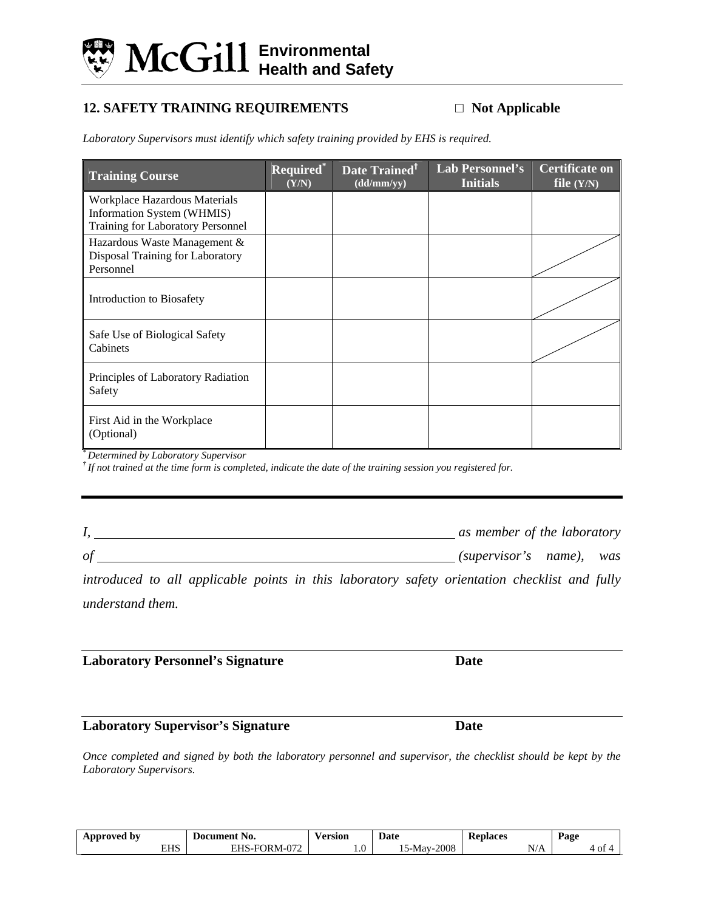## 12. SAFETY TRAINING REQUIREMENTS □ Not Applicable

*Laboratory Supervisors must identify which safety training provided by EHS is required.*

| Training Course | Required* (Y/N) | Date Trained† (dd/mm/yy) | Lab Personnel's Initials | Certificate on file (Y/N) |
|---|---|---|---|---|
| Workplace Hazardous Materials Information System (WHMIS) Training for Laboratory Personnel | | | | |
| Hazardous Waste Management & Disposal Training for Laboratory Personnel | | | | |
| Introduction to Biosafety | | | | |
| Safe Use of Biological Safety Cabinets | | | | |
| Principles of Laboratory Radiation Safety | | | | |
| First Aid in the Workplace (Optional) | | | | |

*\* Determined by Laboratory Supervisor*
*† If not trained at the time form is completed, indicate the date of the training session you registered for.*

---

*I, ______________________________ as member of the laboratory of ______________________________ (supervisor's name), was introduced to all applicable points in this laboratory safety orientation checklist and fully understand them.*

**Laboratory Personnel's Signature** **Date**

**Laboratory Supervisor's Signature** **Date**

*Once completed and signed by both the laboratory personnel and supervisor, the checklist should be kept by the Laboratory Supervisors.*

| Approved by | Document No. | Version | Date | Replaces |
|---|---|---|---|---|
| EHS | EHS-FORM-072 | 1.0 | 15-May-2008 | N/A |